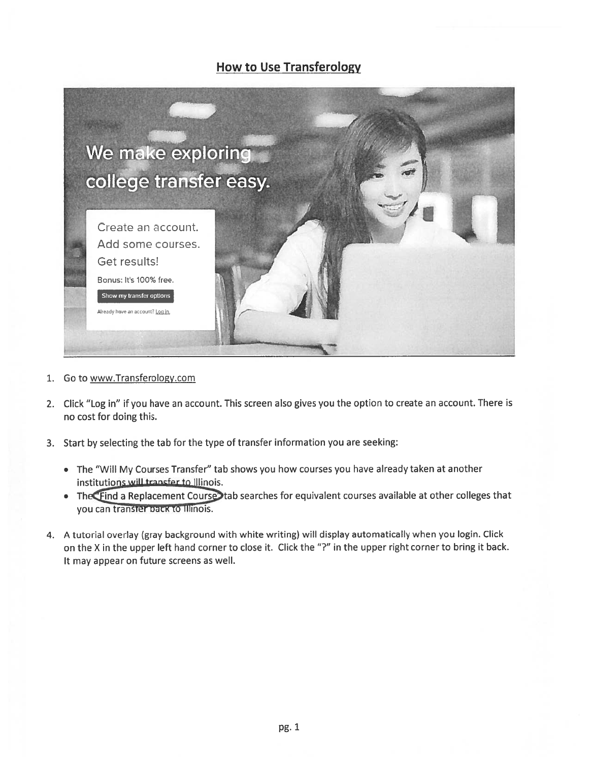## How to Use Transferology

1. Go to www.Transferology.com

2. Click "Log in" if you have an account. This screen also gives you the option to create an account. There is no cost for doing this.

3. Start by selecting the tab for the type of transfer information you are seeking:

   - The "Will My Courses Transfer" tab shows you how courses you have already taken at another institutions will transfer to Illinois.
   - The "Find a Replacement Course" tab searches for equivalent courses available at other colleges that you can transfer back to Illinois.

4. A tutorial overlay (gray background with white writing) will display automatically when you login. Click on the X in the upper left hand corner to close it. Click the "?" in the upper right corner to bring it back. It may appear on future screens as well.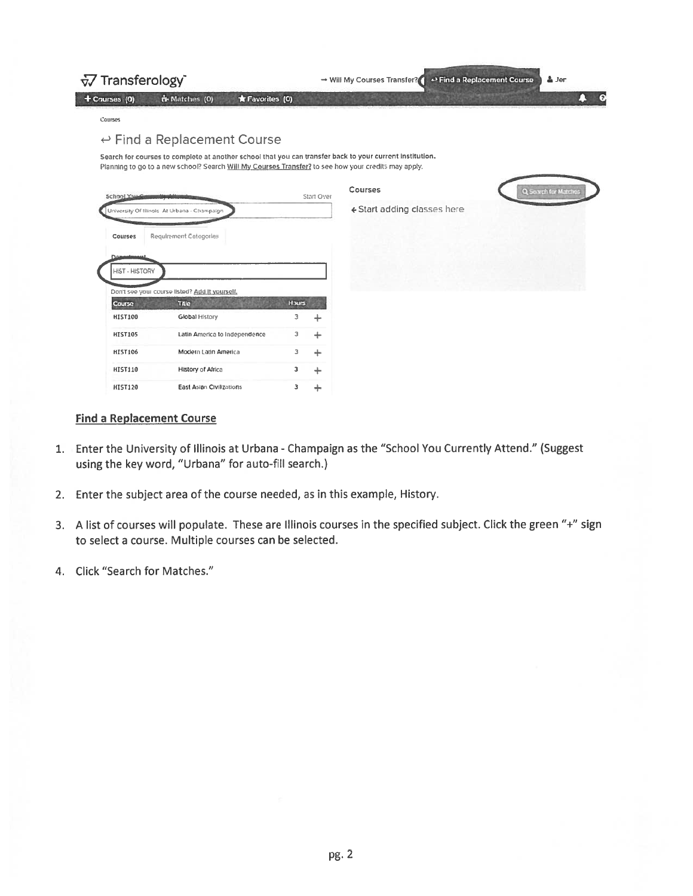Transferology

→ Will My Courses Transfer? | ↩ Find a Replacement Course | Jer

+ Courses (0) | Matches (0) | ★ Favorites (0)

Courses

## ↩ Find a Replacement Course

**Search for courses to complete at another school that you can transfer back to your current institution.**
Planning to go to a new school? Search Will My Courses Transfer? to see how your credits may apply.

School You Currently Attend — Start Over

University Of Illinois At Urbana - Champaign

Courses | Requirement Categories

Department

HIST - HISTORY

Don't see your course listed? Add it yourself.

| Course | Title | Hours | |
|---|---|---|---|
| HIST100 | Global History | 3 | + |
| HIST105 | Latin America to Independence | 3 | + |
| HIST106 | Modern Latin America | 3 | + |
| HIST110 | History of Africa | 3 | + |
| HIST120 | East Asian Civilizations | 3 | + |

Courses — Search for Matches

← Start adding classes here

## Find a Replacement Course

1. Enter the University of Illinois at Urbana - Champaign as the "School You Currently Attend." (Suggest using the key word, "Urbana" for auto-fill search.)

2. Enter the subject area of the course needed, as in this example, History.

3. A list of courses will populate. These are Illinois courses in the specified subject. Click the green "+" sign to select a course. Multiple courses can be selected.

4. Click "Search for Matches."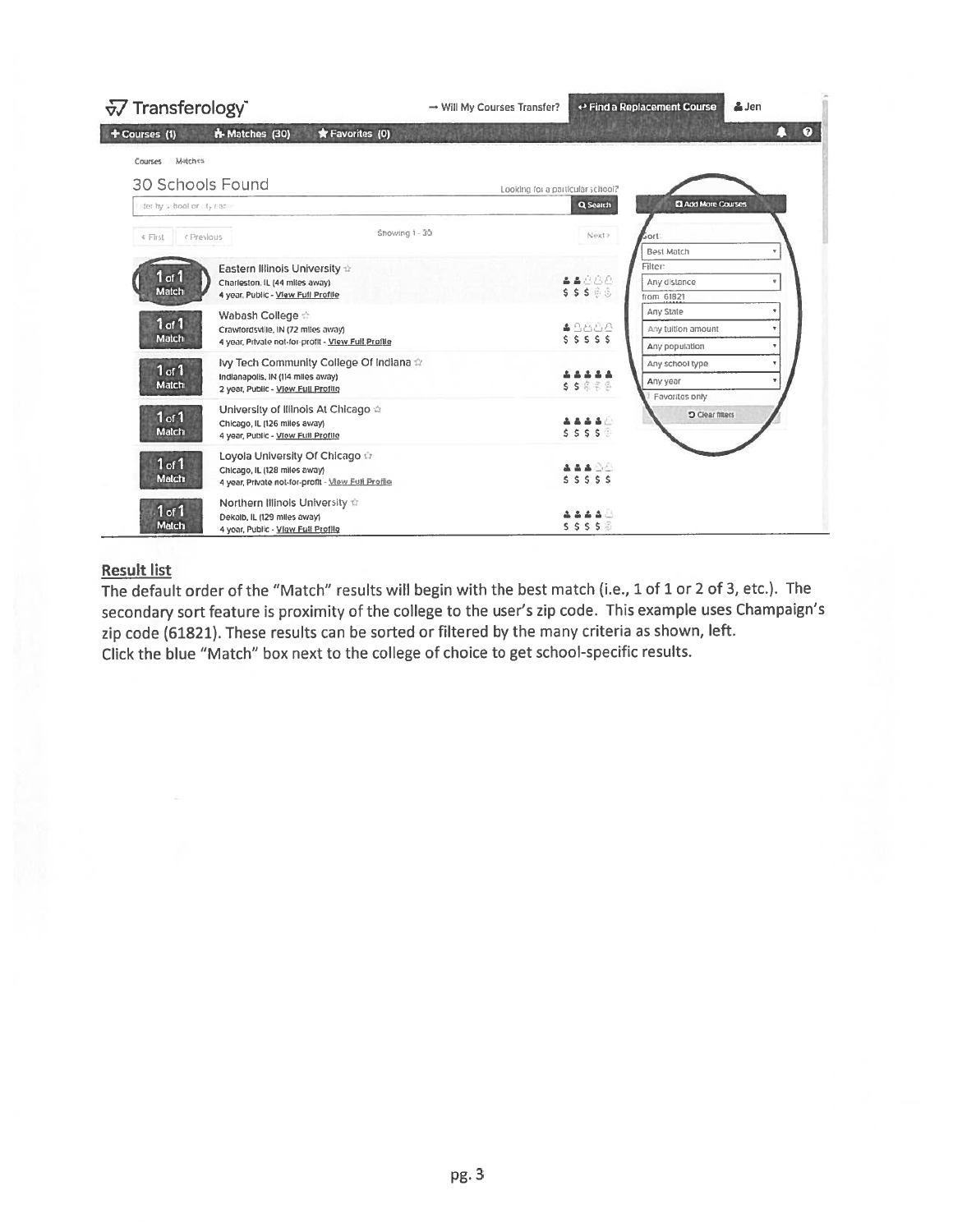**Result list**

The default order of the "Match" results will begin with the best match (i.e., 1 of 1 or 2 of 3, etc.). The secondary sort feature is proximity of the college to the user's zip code. This example uses Champaign's zip code (61821). These results can be sorted or filtered by the many criteria as shown, left.

Click the blue "Match" box next to the college of choice to get school-specific results.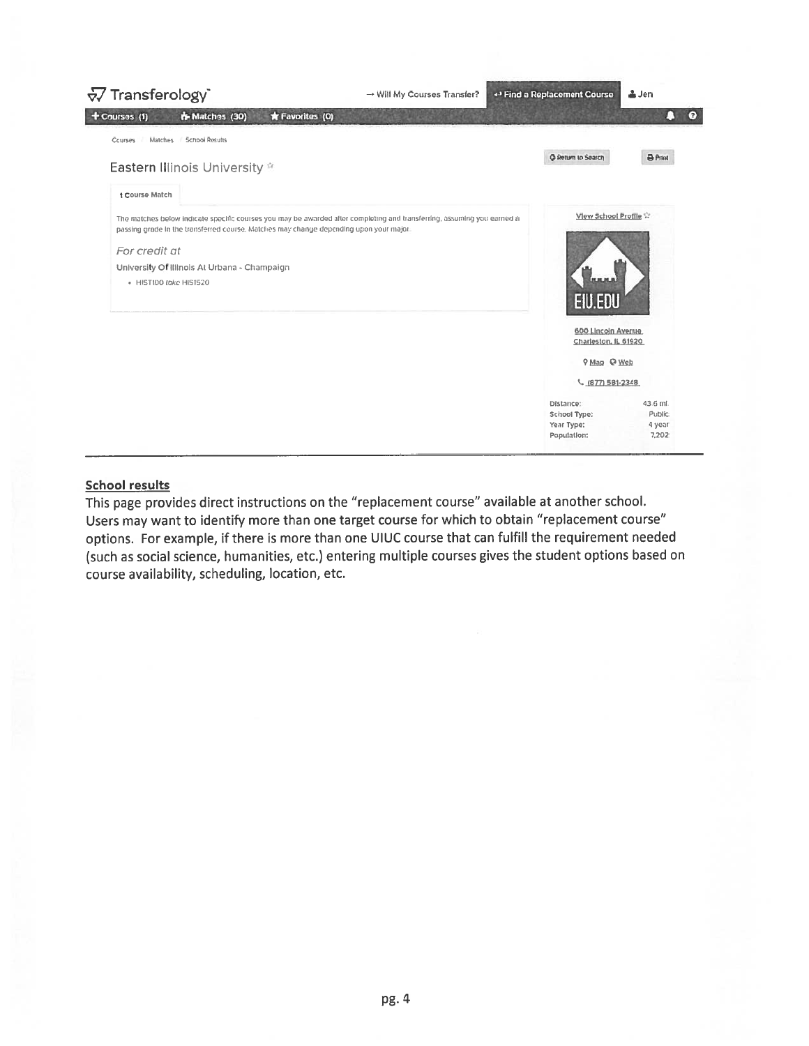Transferology

→ Will My Courses Transfer? | Find a Replacement Course | Jen

+ Courses (1) | Matches (30) | ★ Favorites (0)

Courses / Matches / School Results

Eastern Illinois University ☆

Return to Search | Print

1 Course Match

The matches below indicate specific courses you may be awarded after completing and transferring, assuming you earned a passing grade in the transferred course. Matches may change depending upon your major.

*For credit at*

University Of Illinois At Urbana - Champaign

- HIST100 *take* HIS1520

View School Profile ☆

EIU.EDU

600 Lincoln Avenue
Charleston, IL 61920

Map | Web

(877) 581-2348

| | |
|---|---|
| Distance: | 43.6 mi. |
| School Type: | Public |
| Year Type: | 4 year |
| Population: | 7,202 |

**School results**

This page provides direct instructions on the "replacement course" available at another school. Users may want to identify more than one target course for which to obtain "replacement course" options. For example, if there is more than one UIUC course that can fulfill the requirement needed (such as social science, humanities, etc.) entering multiple courses gives the student options based on course availability, scheduling, location, etc.